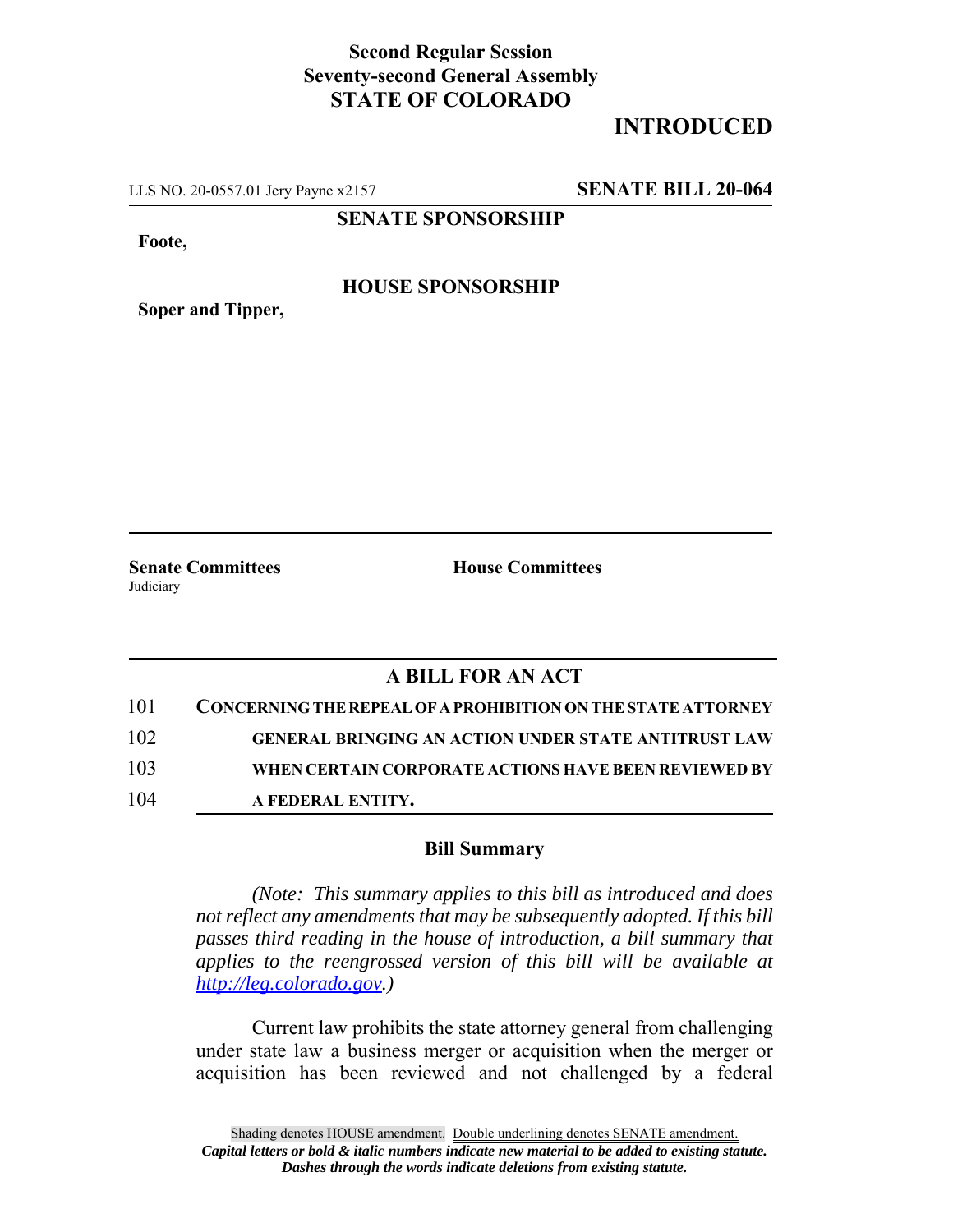**Second Regular Session**
**Seventy-second General Assembly**
**STATE OF COLORADO**

# INTRODUCED

LLS NO. 20-0557.01 Jery Payne x2157 **SENATE BILL 20-064**

**SENATE SPONSORSHIP**

**Foote,**

**HOUSE SPONSORSHIP**

**Soper and Tipper,**

**Senate Committees**
Judiciary

**House Committees**

## A BILL FOR AN ACT

101 **CONCERNING THE REPEAL OF A PROHIBITION ON THE STATE ATTORNEY**
102 **GENERAL BRINGING AN ACTION UNDER STATE ANTITRUST LAW**
103 **WHEN CERTAIN CORPORATE ACTIONS HAVE BEEN REVIEWED BY**
104 **A FEDERAL ENTITY.**

### Bill Summary

*(Note: This summary applies to this bill as introduced and does not reflect any amendments that may be subsequently adopted. If this bill passes third reading in the house of introduction, a bill summary that applies to the reengrossed version of this bill will be available at http://leg.colorado.gov.)*

Current law prohibits the state attorney general from challenging under state law a business merger or acquisition when the merger or acquisition has been reviewed and not challenged by a federal

Shading denotes HOUSE amendment. Double underlining denotes SENATE amendment.
*Capital letters or bold & italic numbers indicate new material to be added to existing statute.*
*Dashes through the words indicate deletions from existing statute.*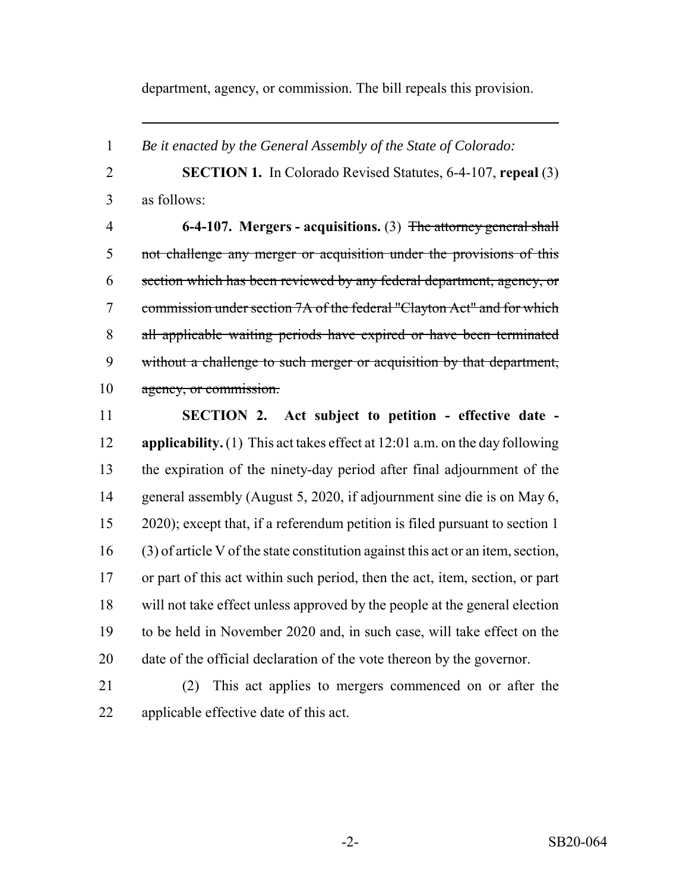department, agency, or commission. The bill repeals this provision.

---

1 *Be it enacted by the General Assembly of the State of Colorado:*

2 **SECTION 1.** In Colorado Revised Statutes, 6-4-107, **repeal** (3)
3 as follows:

4 **6-4-107. Mergers - acquisitions.** (3) ~~The attorney general shall~~
5 ~~not challenge any merger or acquisition under the provisions of this~~
6 ~~section which has been reviewed by any federal department, agency, or~~
7 ~~commission under section 7A of the federal "Clayton Act" and for which~~
8 ~~all applicable waiting periods have expired or have been terminated~~
9 ~~without a challenge to such merger or acquisition by that department,~~
10 ~~agency, or commission.~~

11 **SECTION 2. Act subject to petition - effective date -**
12 **applicability.** (1) This act takes effect at 12:01 a.m. on the day following
13 the expiration of the ninety-day period after final adjournment of the
14 general assembly (August 5, 2020, if adjournment sine die is on May 6,
15 2020); except that, if a referendum petition is filed pursuant to section 1
16 (3) of article V of the state constitution against this act or an item, section,
17 or part of this act within such period, then the act, item, section, or part
18 will not take effect unless approved by the people at the general election
19 to be held in November 2020 and, in such case, will take effect on the
20 date of the official declaration of the vote thereon by the governor.

21 (2) This act applies to mergers commenced on or after the
22 applicable effective date of this act.